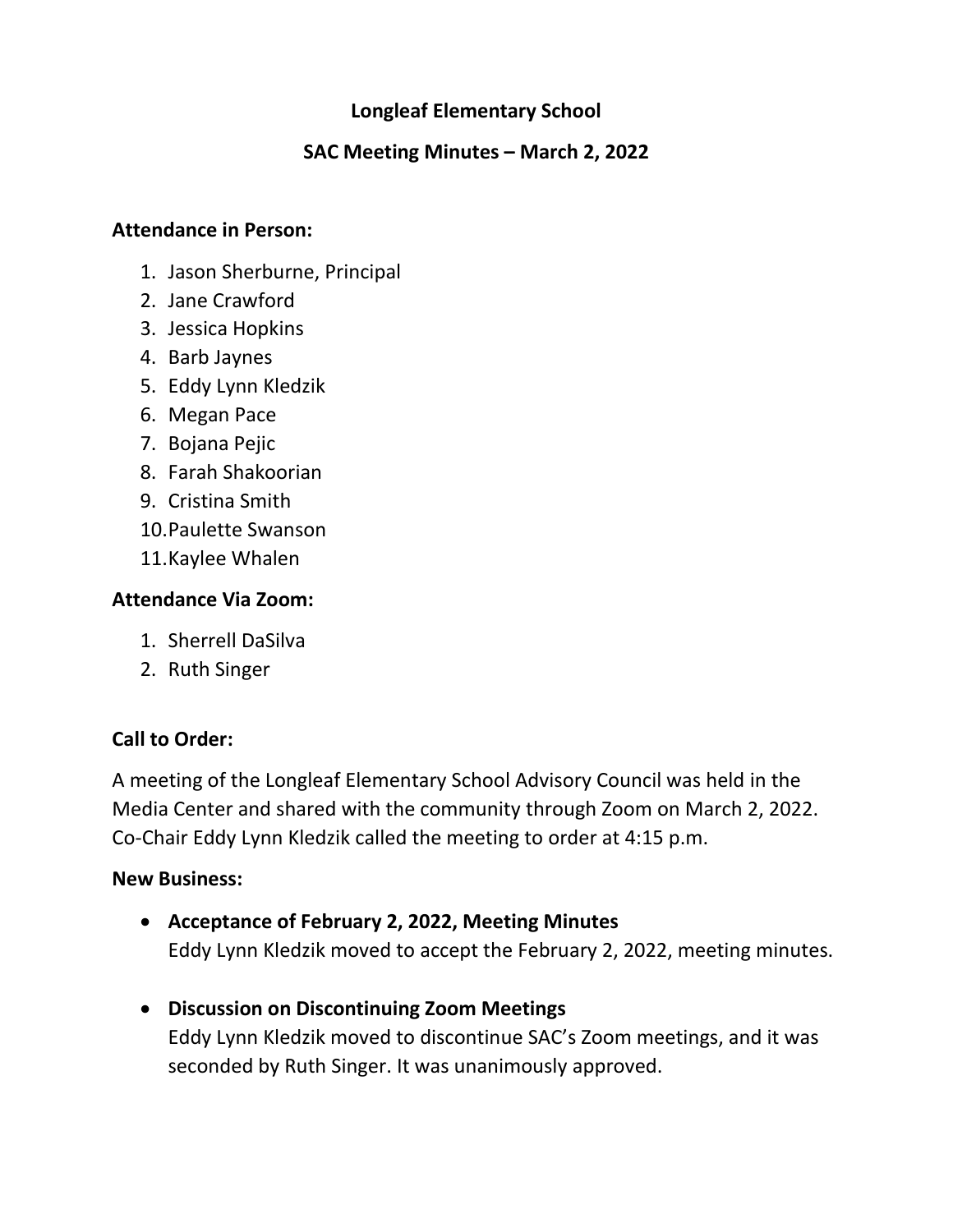# Longleaf Elementary School

## SAC Meeting Minutes – March 2, 2022

**Attendance in Person:**

1. Jason Sherburne, Principal
2. Jane Crawford
3. Jessica Hopkins
4. Barb Jaynes
5. Eddy Lynn Kledzik
6. Megan Pace
7. Bojana Pejic
8. Farah Shakoorian
9. Cristina Smith
10. Paulette Swanson
11. Kaylee Whalen

**Attendance Via Zoom:**

1. Sherrell DaSilva
2. Ruth Singer

**Call to Order:**

A meeting of the Longleaf Elementary School Advisory Council was held in the Media Center and shared with the community through Zoom on March 2, 2022. Co-Chair Eddy Lynn Kledzik called the meeting to order at 4:15 p.m.

**New Business:**

- **Acceptance of February 2, 2022, Meeting Minutes**
  Eddy Lynn Kledzik moved to accept the February 2, 2022, meeting minutes.

- **Discussion on Discontinuing Zoom Meetings**
  Eddy Lynn Kledzik moved to discontinue SAC's Zoom meetings, and it was seconded by Ruth Singer. It was unanimously approved.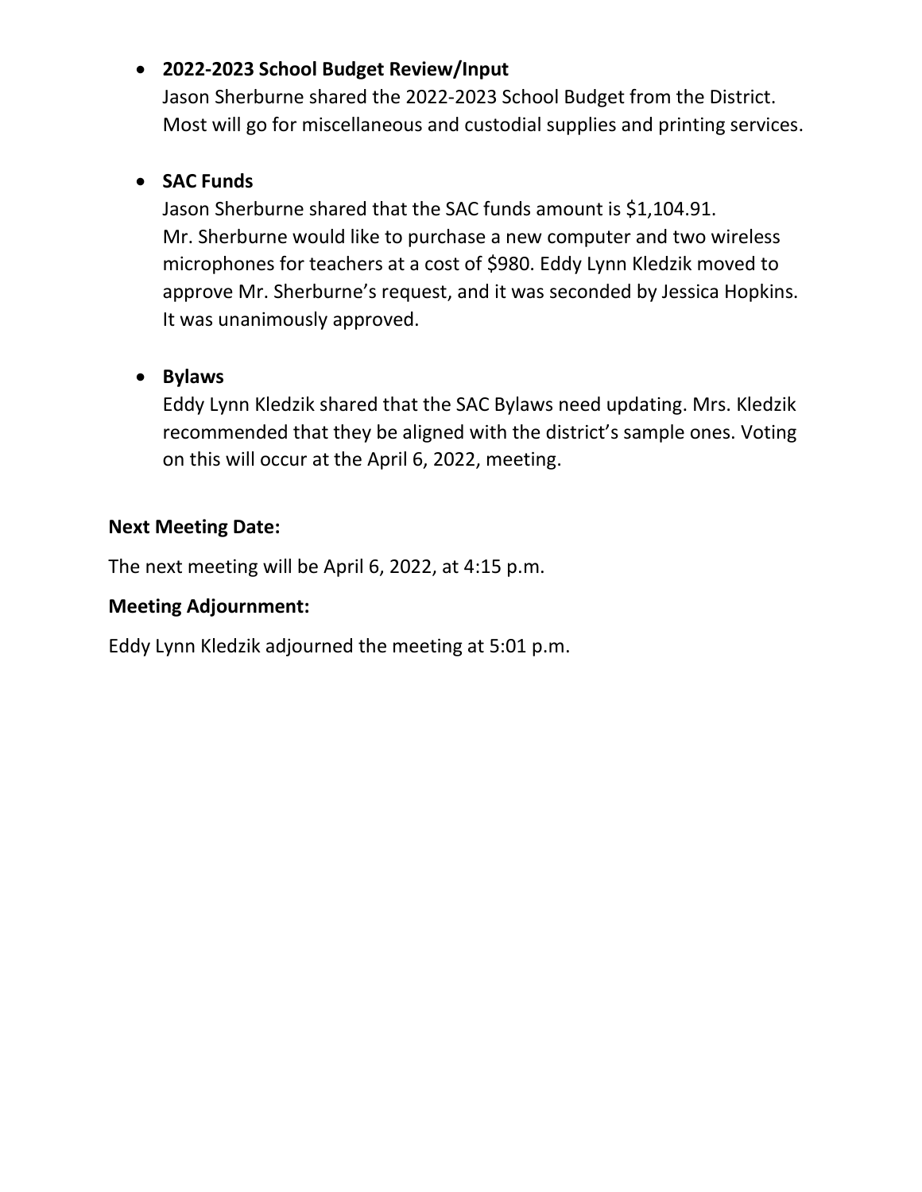- **2022-2023 School Budget Review/Input**

  Jason Sherburne shared the 2022-2023 School Budget from the District. Most will go for miscellaneous and custodial supplies and printing services.

- **SAC Funds**

  Jason Sherburne shared that the SAC funds amount is $1,104.91. Mr. Sherburne would like to purchase a new computer and two wireless microphones for teachers at a cost of $980. Eddy Lynn Kledzik moved to approve Mr. Sherburne's request, and it was seconded by Jessica Hopkins. It was unanimously approved.

- **Bylaws**

  Eddy Lynn Kledzik shared that the SAC Bylaws need updating. Mrs. Kledzik recommended that they be aligned with the district's sample ones. Voting on this will occur at the April 6, 2022, meeting.

**Next Meeting Date:**

The next meeting will be April 6, 2022, at 4:15 p.m.

**Meeting Adjournment:**

Eddy Lynn Kledzik adjourned the meeting at 5:01 p.m.